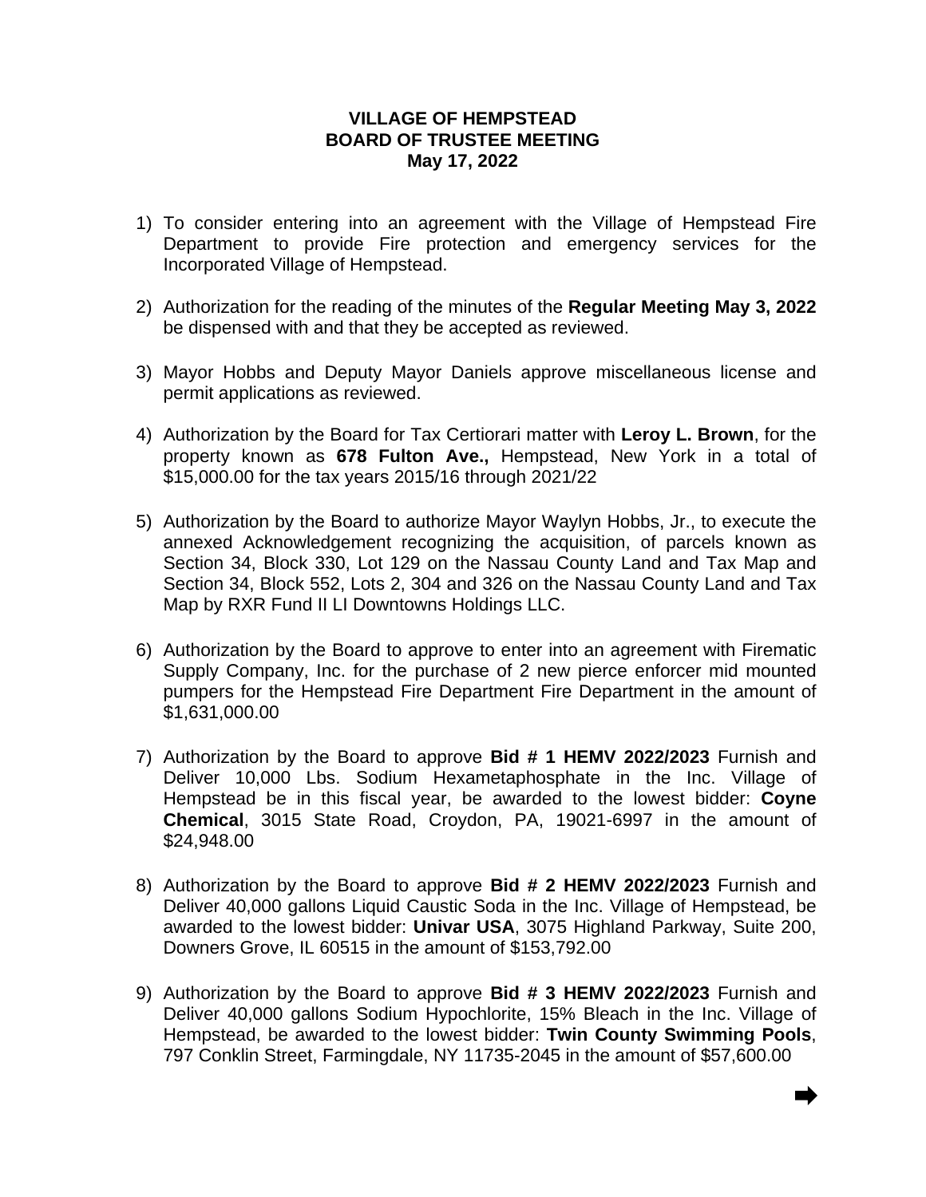**VILLAGE OF HEMPSTEAD**
**BOARD OF TRUSTEE MEETING**
**May 17, 2022**

1) To consider entering into an agreement with the Village of Hempstead Fire Department to provide Fire protection and emergency services for the Incorporated Village of Hempstead.

2) Authorization for the reading of the minutes of the **Regular Meeting May 3, 2022** be dispensed with and that they be accepted as reviewed.

3) Mayor Hobbs and Deputy Mayor Daniels approve miscellaneous license and permit applications as reviewed.

4) Authorization by the Board for Tax Certiorari matter with **Leroy L. Brown**, for the property known as **678 Fulton Ave.,** Hempstead, New York in a total of $15,000.00 for the tax years 2015/16 through 2021/22

5) Authorization by the Board to authorize Mayor Waylyn Hobbs, Jr., to execute the annexed Acknowledgement recognizing the acquisition, of parcels known as Section 34, Block 330, Lot 129 on the Nassau County Land and Tax Map and Section 34, Block 552, Lots 2, 304 and 326 on the Nassau County Land and Tax Map by RXR Fund II LI Downtowns Holdings LLC.

6) Authorization by the Board to approve to enter into an agreement with Firematic Supply Company, Inc. for the purchase of 2 new pierce enforcer mid mounted pumpers for the Hempstead Fire Department Fire Department in the amount of $1,631,000.00

7) Authorization by the Board to approve **Bid # 1 HEMV 2022/2023** Furnish and Deliver 10,000 Lbs. Sodium Hexametaphosphate in the Inc. Village of Hempstead be in this fiscal year, be awarded to the lowest bidder: **Coyne Chemical**, 3015 State Road, Croydon, PA, 19021-6997 in the amount of $24,948.00

8) Authorization by the Board to approve **Bid # 2 HEMV 2022/2023** Furnish and Deliver 40,000 gallons Liquid Caustic Soda in the Inc. Village of Hempstead, be awarded to the lowest bidder: **Univar USA**, 3075 Highland Parkway, Suite 200, Downers Grove, IL 60515 in the amount of $153,792.00

9) Authorization by the Board to approve **Bid # 3 HEMV 2022/2023** Furnish and Deliver 40,000 gallons Sodium Hypochlorite, 15% Bleach in the Inc. Village of Hempstead, be awarded to the lowest bidder: **Twin County Swimming Pools**, 797 Conklin Street, Farmingdale, NY 11735-2045 in the amount of $57,600.00

➡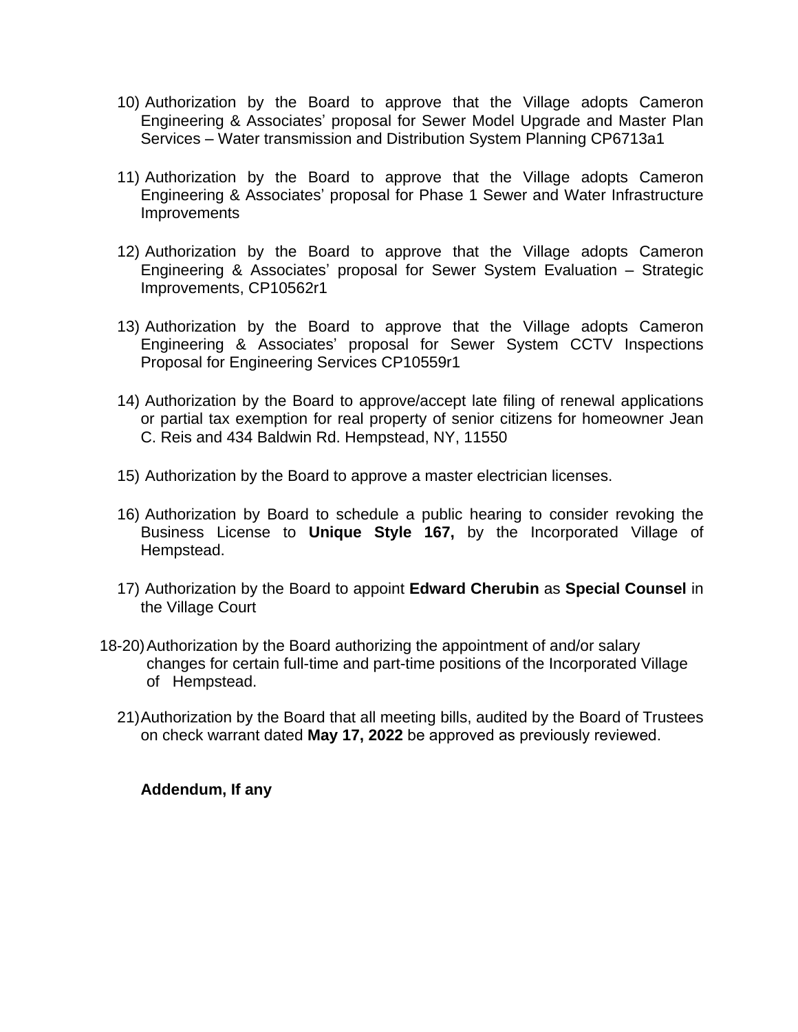10) Authorization by the Board to approve that the Village adopts Cameron Engineering & Associates' proposal for Sewer Model Upgrade and Master Plan Services – Water transmission and Distribution System Planning CP6713a1

11) Authorization by the Board to approve that the Village adopts Cameron Engineering & Associates' proposal for Phase 1 Sewer and Water Infrastructure Improvements

12) Authorization by the Board to approve that the Village adopts Cameron Engineering & Associates' proposal for Sewer System Evaluation – Strategic Improvements, CP10562r1

13) Authorization by the Board to approve that the Village adopts Cameron Engineering & Associates' proposal for Sewer System CCTV Inspections Proposal for Engineering Services CP10559r1

14) Authorization by the Board to approve/accept late filing of renewal applications or partial tax exemption for real property of senior citizens for homeowner Jean C. Reis and 434 Baldwin Rd. Hempstead, NY, 11550

15) Authorization by the Board to approve a master electrician licenses.

16) Authorization by Board to schedule a public hearing to consider revoking the Business License to **Unique Style 167,** by the Incorporated Village of Hempstead.

17) Authorization by the Board to appoint **Edward Cherubin** as **Special Counsel** in the Village Court

18-20) Authorization by the Board authorizing the appointment of and/or salary changes for certain full-time and part-time positions of the Incorporated Village of Hempstead.

21) Authorization by the Board that all meeting bills, audited by the Board of Trustees on check warrant dated **May 17, 2022** be approved as previously reviewed.

**Addendum, If any**